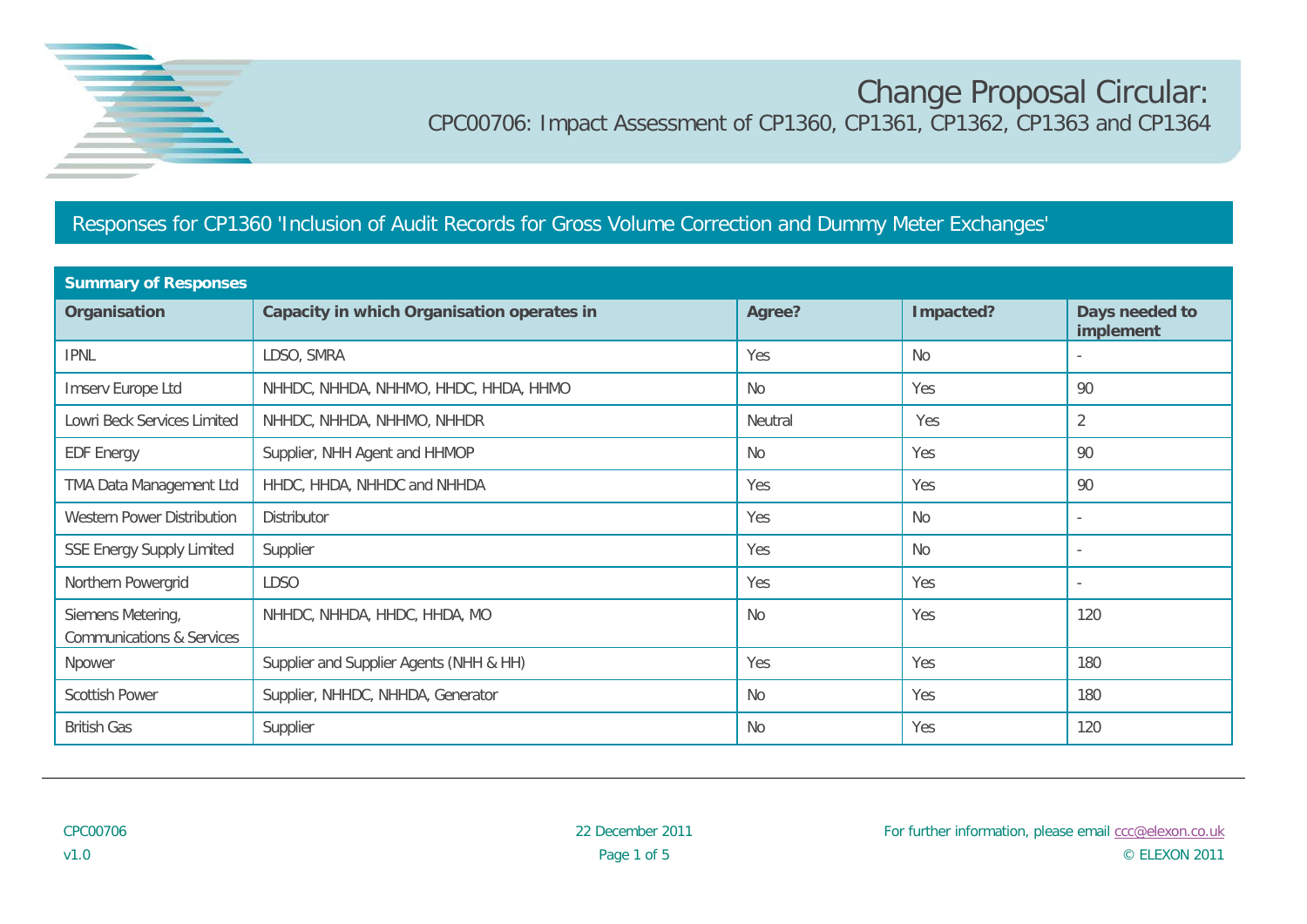# Change Proposal Circular:

## CPC00706: Impact Assessment of CP1360, CP1361, CP1362, CP1363 and CP1364

## Responses for CP1360 'Inclusion of Audit Records for Gross Volume Correction and Dummy Meter Exchanges'

| Summary of Responses | | | | |
|---|---|---|---|---|
| **Organisation** | **Capacity in which Organisation operates in** | **Agree?** | **Impacted?** | **Days needed to implement** |
| IPNL | LDSO, SMRA | Yes | No | - |
| Imserv Europe Ltd | NHHDC, NHHDA, NHHMO, HHDC, HHDA, HHMO | No | Yes | 90 |
| Lowri Beck Services Limited | NHHDC, NHHDA, NHHMO, NHHDR | Neutral | Yes | 2 |
| EDF Energy | Supplier, NHH Agent and HHMOP | No | Yes | 90 |
| TMA Data Management Ltd | HHDC, HHDA, NHHDC and NHHDA | Yes | Yes | 90 |
| Western Power Distribution | Distributor | Yes | No | - |
| SSE Energy Supply Limited | Supplier | Yes | No | - |
| Northern Powergrid | LDSO | Yes | Yes | - |
| Siemens Metering, Communications & Services | NHHDC, NHHDA, HHDC, HHDA, MO | No | Yes | 120 |
| Npower | Supplier and Supplier Agents (NHH & HH) | Yes | Yes | 180 |
| Scottish Power | Supplier, NHHDC, NHHDA, Generator | No | Yes | 180 |
| British Gas | Supplier | No | Yes | 120 |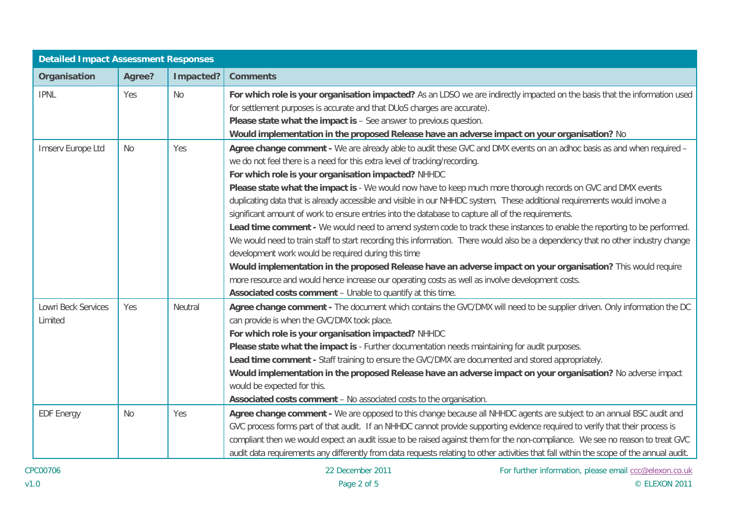| Detailed Impact Assessment Responses | | | |
|---|---|---|---|
| **Organisation** | **Agree?** | **Impacted?** | **Comments** |
| IPNL | Yes | No | **For which role is your organisation impacted?** As an LDSO we are indirectly impacted on the basis that the information used for settlement purposes is accurate and that DUoS charges are accurate).<br>**Please state what the impact is** – See answer to previous question.<br>**Would implementation in the proposed Release have an adverse impact on your organisation?** No |
| Imserv Europe Ltd | No | Yes | **Agree change comment -** We are already able to audit these GVC and DMX events on an adhoc basis as and when required – we do not feel there is a need for this extra level of tracking/recording.<br>**For which role is your organisation impacted?** NHHDC<br>**Please state what the impact is** - We would now have to keep much more thorough records on GVC and DMX events duplicating data that is already accessible and visible in our NHHDC system. These additional requirements would involve a significant amount of work to ensure entries into the database to capture all of the requirements.<br>**Lead time comment -** We would need to amend system code to track these instances to enable the reporting to be performed. We would need to train staff to start recording this information. There would also be a dependency that no other industry change development work would be required during this time<br>**Would implementation in the proposed Release have an adverse impact on your organisation?** This would require more resource and would hence increase our operating costs as well as involve development costs.<br>**Associated costs comment** – Unable to quantify at this time. |
| Lowri Beck Services Limited | Yes | Neutral | **Agree change comment -** The document which contains the GVC/DMX will need to be supplier driven. Only information the DC can provide is when the GVC/DMX took place.<br>**For which role is your organisation impacted?** NHHDC<br>**Please state what the impact is** - Further documentation needs maintaining for audit purposes.<br>**Lead time comment -** Staff training to ensure the GVC/DMX are documented and stored appropriately.<br>**Would implementation in the proposed Release have an adverse impact on your organisation?** No adverse impact would be expected for this.<br>**Associated costs comment** – No associated costs to the organisation. |
| EDF Energy | No | Yes | **Agree change comment -** We are opposed to this change because all NHHDC agents are subject to an annual BSC audit and GVC process forms part of that audit. If an NHHDC cannot provide supporting evidence required to verify that their process is compliant then we would expect an audit issue to be raised against them for the non-compliance. We see no reason to treat GVC audit data requirements any differently from data requests relating to other activities that fall within the scope of the annual audit. |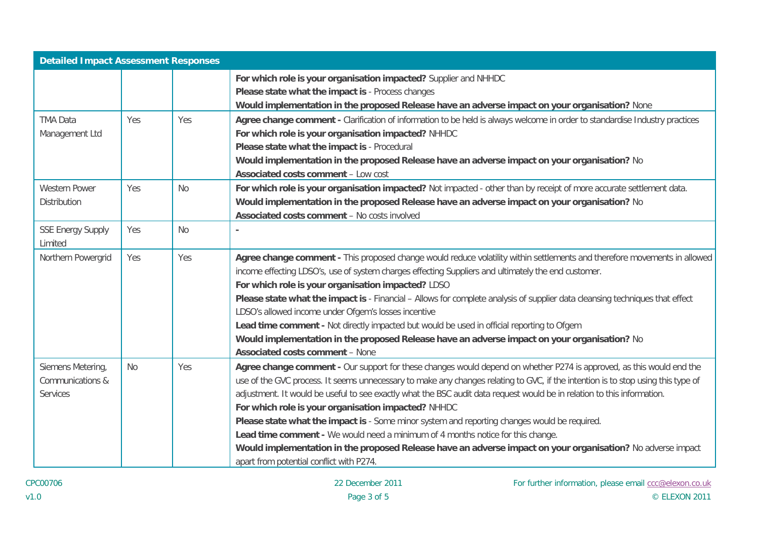| Detailed Impact Assessment Responses | | | |
|---|---|---|---|
| | | | **For which role is your organisation impacted?** Supplier and NHHDC<br>**Please state what the impact is** - Process changes<br>**Would implementation in the proposed Release have an adverse impact on your organisation?** None |
| TMA Data Management Ltd | Yes | Yes | **Agree change comment -** Clarification of information to be held is always welcome in order to standardise Industry practices<br>**For which role is your organisation impacted?** NHHDC<br>**Please state what the impact is** - Procedural<br>**Would implementation in the proposed Release have an adverse impact on your organisation?** No<br>**Associated costs comment** – Low cost |
| Western Power Distribution | Yes | No | **For which role is your organisation impacted?** Not impacted - other than by receipt of more accurate settlement data.<br>**Would implementation in the proposed Release have an adverse impact on your organisation?** No<br>**Associated costs comment** – No costs involved |
| SSE Energy Supply Limited | Yes | No | - |
| Northern Powergrid | Yes | Yes | **Agree change comment -** This proposed change would reduce volatility within settlements and therefore movements in allowed income effecting LDSO's, use of system charges effecting Suppliers and ultimately the end customer.<br>**For which role is your organisation impacted?** LDSO<br>**Please state what the impact is** - Financial – Allows for complete analysis of supplier data cleansing techniques that effect LDSO's allowed income under Ofgem's losses incentive<br>**Lead time comment -** Not directly impacted but would be used in official reporting to Ofgem<br>**Would implementation in the proposed Release have an adverse impact on your organisation?** No<br>**Associated costs comment** – None |
| Siemens Metering, Communications & Services | No | Yes | **Agree change comment -** Our support for these changes would depend on whether P274 is approved, as this would end the use of the GVC process. It seems unnecessary to make any changes relating to GVC, if the intention is to stop using this type of adjustment. It would be useful to see exactly what the BSC audit data request would be in relation to this information.<br>**For which role is your organisation impacted?** NHHDC<br>**Please state what the impact is** - Some minor system and reporting changes would be required.<br>**Lead time comment -** We would need a minimum of 4 months notice for this change.<br>**Would implementation in the proposed Release have an adverse impact on your organisation?** No adverse impact apart from potential conflict with P274. |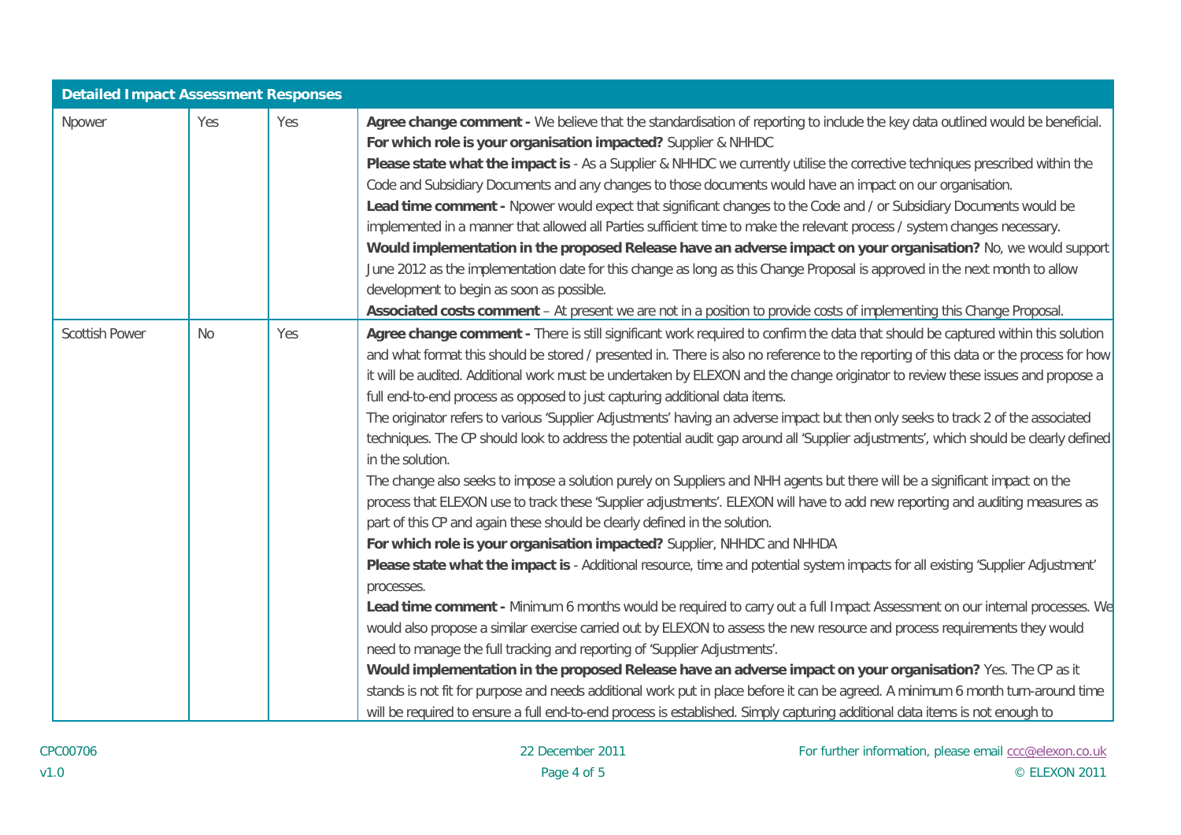| Detailed Impact Assessment Responses | | | |
|---|---|---|---|
| Npower | Yes | Yes | **Agree change comment -** We believe that the standardisation of reporting to include the key data outlined would be beneficial.<br>**For which role is your organisation impacted?** Supplier & NHHDC<br>**Please state what the impact is** - As a Supplier & NHHDC we currently utilise the corrective techniques prescribed within the Code and Subsidiary Documents and any changes to those documents would have an impact on our organisation.<br>**Lead time comment -** Npower would expect that significant changes to the Code and / or Subsidiary Documents would be implemented in a manner that allowed all Parties sufficient time to make the relevant process / system changes necessary.<br>**Would implementation in the proposed Release have an adverse impact on your organisation?** No, we would support June 2012 as the implementation date for this change as long as this Change Proposal is approved in the next month to allow development to begin as soon as possible.<br>**Associated costs comment** – At present we are not in a position to provide costs of implementing this Change Proposal. |
| Scottish Power | No | Yes | **Agree change comment -** There is still significant work required to confirm the data that should be captured within this solution and what format this should be stored / presented in. There is also no reference to the reporting of this data or the process for how it will be audited. Additional work must be undertaken by ELEXON and the change originator to review these issues and propose a full end-to-end process as opposed to just capturing additional data items.<br>The originator refers to various 'Supplier Adjustments' having an adverse impact but then only seeks to track 2 of the associated techniques. The CP should look to address the potential audit gap around all 'Supplier adjustments', which should be clearly defined in the solution.<br>The change also seeks to impose a solution purely on Suppliers and NHH agents but there will be a significant impact on the process that ELEXON use to track these 'Supplier adjustments'. ELEXON will have to add new reporting and auditing measures as part of this CP and again these should be clearly defined in the solution.<br>**For which role is your organisation impacted?** Supplier, NHHDC and NHHDA<br>**Please state what the impact is** - Additional resource, time and potential system impacts for all existing 'Supplier Adjustment' processes.<br>**Lead time comment -** Minimum 6 months would be required to carry out a full Impact Assessment on our internal processes. We would also propose a similar exercise carried out by ELEXON to assess the new resource and process requirements they would need to manage the full tracking and reporting of 'Supplier Adjustments'.<br>**Would implementation in the proposed Release have an adverse impact on your organisation?** Yes. The CP as it stands is not fit for purpose and needs additional work put in place before it can be agreed. A minimum 6 month turn-around time will be required to ensure a full end-to-end process is established. Simply capturing additional data items is not enough to |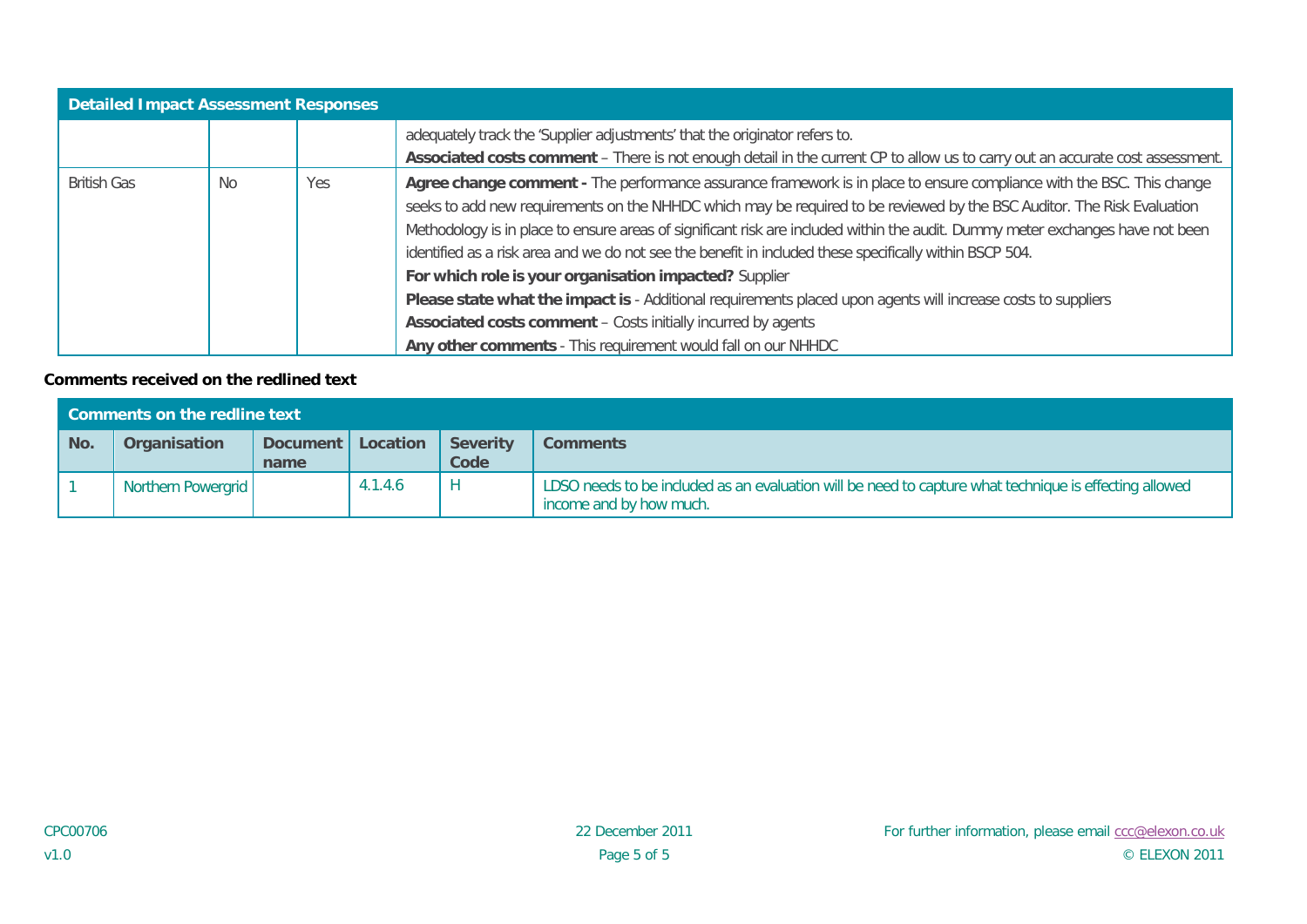| Detailed Impact Assessment Responses | | | |
|---|---|---|---|
| | | | adequately track the 'Supplier adjustments' that the originator refers to.<br>**Associated costs comment** – There is not enough detail in the current CP to allow us to carry out an accurate cost assessment. |
| British Gas | No | Yes | **Agree change comment -** The performance assurance framework is in place to ensure compliance with the BSC. This change seeks to add new requirements on the NHHDC which may be required to be reviewed by the BSC Auditor. The Risk Evaluation Methodology is in place to ensure areas of significant risk are included within the audit. Dummy meter exchanges have not been identified as a risk area and we do not see the benefit in included these specifically within BSCP 504.<br>**For which role is your organisation impacted?** Supplier<br>**Please state what the impact is** - Additional requirements placed upon agents will increase costs to suppliers<br>**Associated costs comment** – Costs initially incurred by agents<br>**Any other comments** - This requirement would fall on our NHHDC |

**Comments received on the redlined text**

| No. | Organisation | Document name | Location | Severity Code | Comments |
|---|---|---|---|---|---|
| 1 | Northern Powergrid | | 4.1.4.6 | H | LDSO needs to be included as an evaluation will be need to capture what technique is effecting allowed income and by how much. |